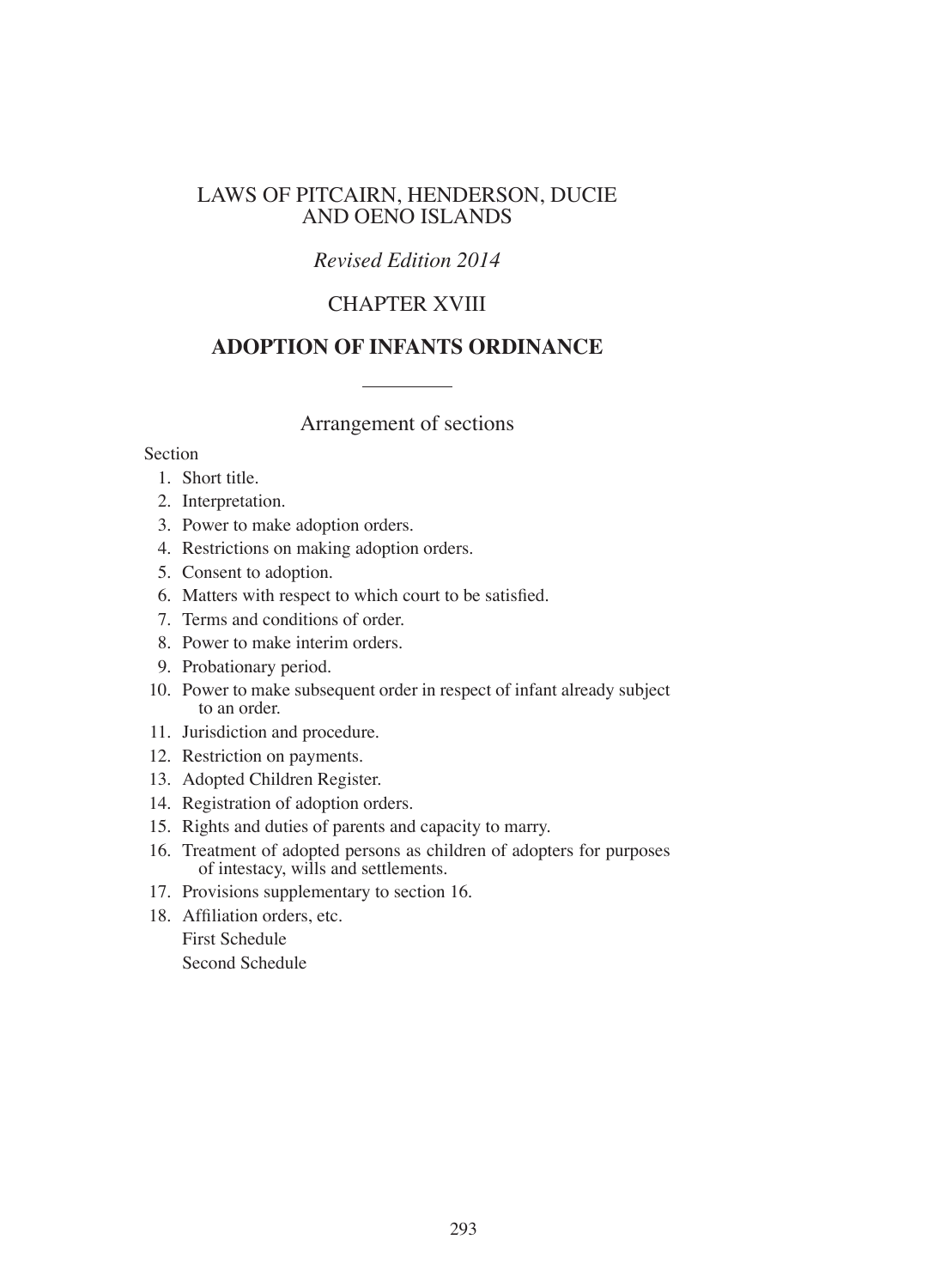# LAWS OF PITCAIRN, HENDERSON, DUCIE AND OENO ISLANDS

*Revised Edition 2014*

## CHAPTER XVIII

## ADOPTION OF INFANTS ORDINANCE

---

### Arrangement of sections

Section

1. Short title.
2. Interpretation.
3. Power to make adoption orders.
4. Restrictions on making adoption orders.
5. Consent to adoption.
6. Matters with respect to which court to be satisfied.
7. Terms and conditions of order.
8. Power to make interim orders.
9. Probationary period.
10. Power to make subsequent order in respect of infant already subject to an order.
11. Jurisdiction and procedure.
12. Restriction on payments.
13. Adopted Children Register.
14. Registration of adoption orders.
15. Rights and duties of parents and capacity to marry.
16. Treatment of adopted persons as children of adopters for purposes of intestacy, wills and settlements.
17. Provisions supplementary to section 16.
18. Affiliation orders, etc.

First Schedule

Second Schedule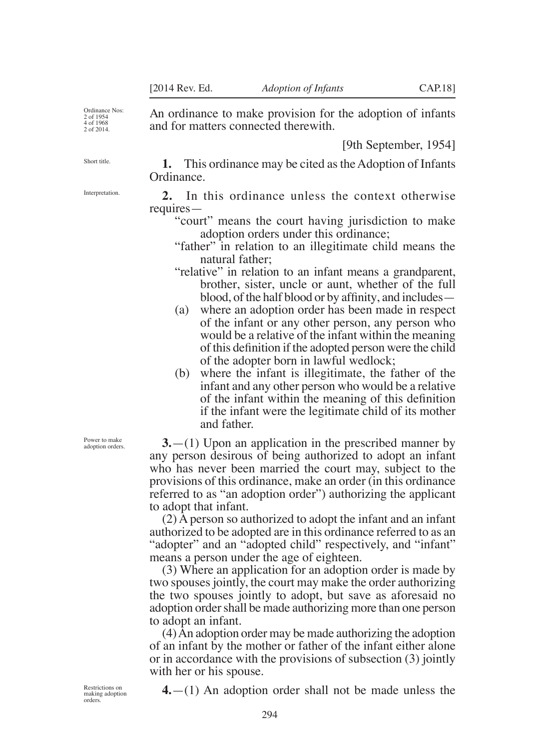Ordinance Nos: 2 of 1954 4 of 1968 2 of 2014.

An ordinance to make provision for the adoption of infants and for matters connected therewith.

[9th September, 1954]

Short title.

**1.** This ordinance may be cited as the Adoption of Infants Ordinance.

Interpretation.

**2.** In this ordinance unless the context otherwise requires—

"court" means the court having jurisdiction to make adoption orders under this ordinance;

"father" in relation to an illegitimate child means the natural father;

"relative" in relation to an infant means a grandparent, brother, sister, uncle or aunt, whether of the full blood, of the half blood or by affinity, and includes—

(a) where an adoption order has been made in respect of the infant or any other person, any person who would be a relative of the infant within the meaning of this definition if the adopted person were the child of the adopter born in lawful wedlock;

(b) where the infant is illegitimate, the father of the infant and any other person who would be a relative of the infant within the meaning of this definition if the infant were the legitimate child of its mother and father.

Power to make adoption orders.

**3.**—(1) Upon an application in the prescribed manner by any person desirous of being authorized to adopt an infant who has never been married the court may, subject to the provisions of this ordinance, make an order (in this ordinance referred to as "an adoption order") authorizing the applicant to adopt that infant.

(2) A person so authorized to adopt the infant and an infant authorized to be adopted are in this ordinance referred to as an "adopter" and an "adopted child" respectively, and "infant" means a person under the age of eighteen.

(3) Where an application for an adoption order is made by two spouses jointly, the court may make the order authorizing the two spouses jointly to adopt, but save as aforesaid no adoption order shall be made authorizing more than one person to adopt an infant.

(4) An adoption order may be made authorizing the adoption of an infant by the mother or father of the infant either alone or in accordance with the provisions of subsection (3) jointly with her or his spouse.

Restrictions on making adoption orders.

**4.**—(1) An adoption order shall not be made unless the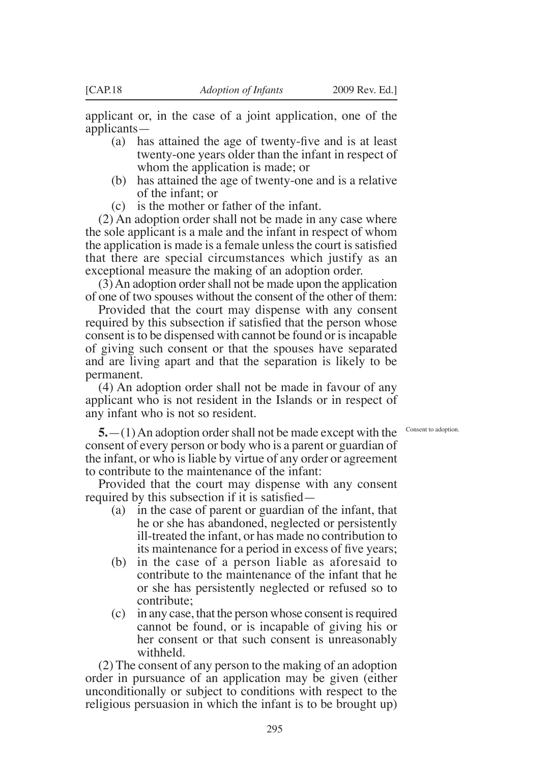applicant or, in the case of a joint application, one of the applicants—

(a) has attained the age of twenty-five and is at least twenty-one years older than the infant in respect of whom the application is made; or

(b) has attained the age of twenty-one and is a relative of the infant; or

(c) is the mother or father of the infant.

(2) An adoption order shall not be made in any case where the sole applicant is a male and the infant in respect of whom the application is made is a female unless the court is satisfied that there are special circumstances which justify as an exceptional measure the making of an adoption order.

(3) An adoption order shall not be made upon the application of one of two spouses without the consent of the other of them:

Provided that the court may dispense with any consent required by this subsection if satisfied that the person whose consent is to be dispensed with cannot be found or is incapable of giving such consent or that the spouses have separated and are living apart and that the separation is likely to be permanent.

(4) An adoption order shall not be made in favour of any applicant who is not resident in the Islands or in respect of any infant who is not so resident.

Consent to adoption.

**5.**—(1) An adoption order shall not be made except with the consent of every person or body who is a parent or guardian of the infant, or who is liable by virtue of any order or agreement to contribute to the maintenance of the infant:

Provided that the court may dispense with any consent required by this subsection if it is satisfied—

(a) in the case of parent or guardian of the infant, that he or she has abandoned, neglected or persistently ill-treated the infant, or has made no contribution to its maintenance for a period in excess of five years;

(b) in the case of a person liable as aforesaid to contribute to the maintenance of the infant that he or she has persistently neglected or refused so to contribute;

(c) in any case, that the person whose consent is required cannot be found, or is incapable of giving his or her consent or that such consent is unreasonably withheld.

(2) The consent of any person to the making of an adoption order in pursuance of an application may be given (either unconditionally or subject to conditions with respect to the religious persuasion in which the infant is to be brought up)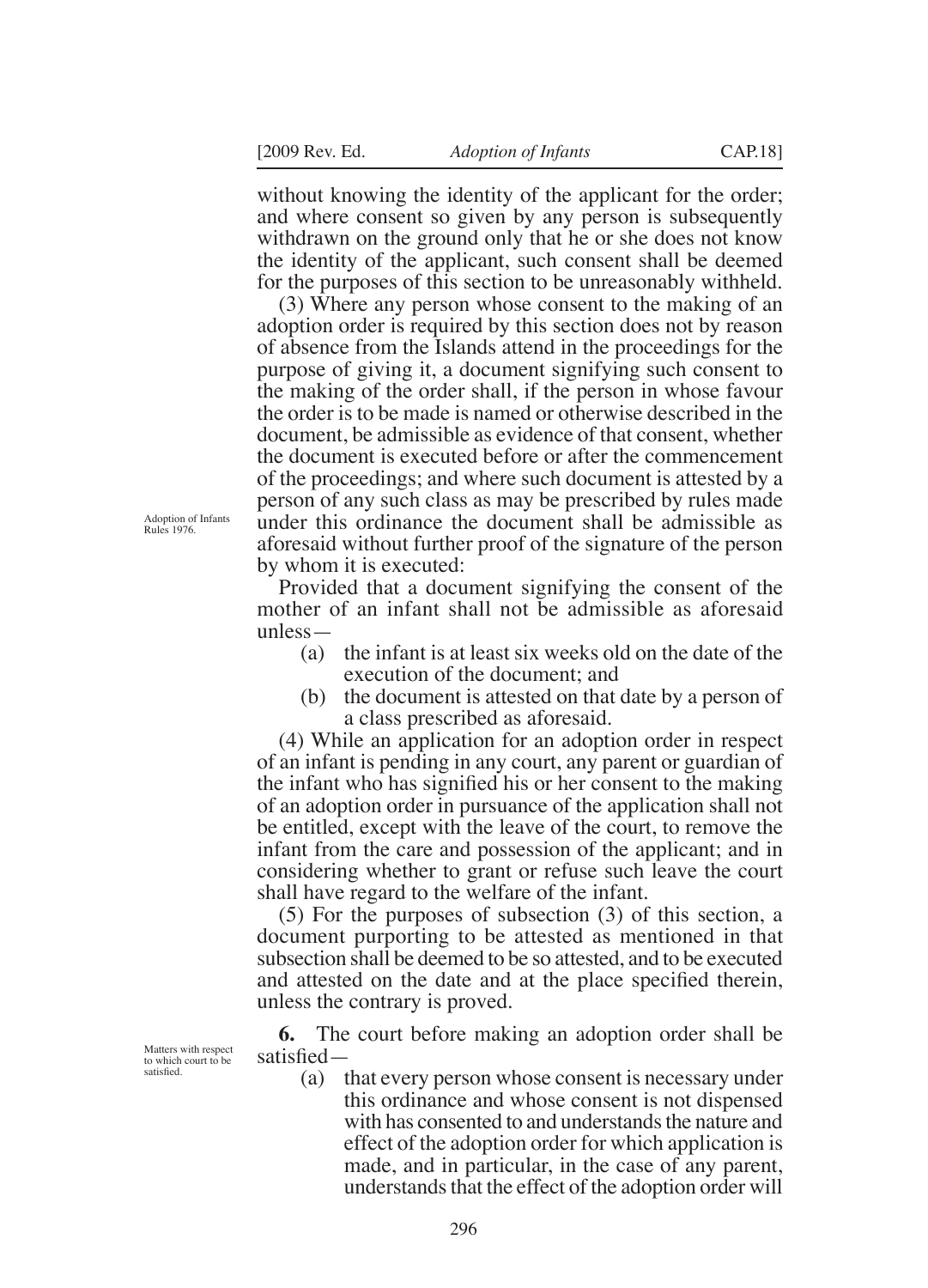without knowing the identity of the applicant for the order; and where consent so given by any person is subsequently withdrawn on the ground only that he or she does not know the identity of the applicant, such consent shall be deemed for the purposes of this section to be unreasonably withheld.

(3) Where any person whose consent to the making of an adoption order is required by this section does not by reason of absence from the Islands attend in the proceedings for the purpose of giving it, a document signifying such consent to the making of the order shall, if the person in whose favour the order is to be made is named or otherwise described in the document, be admissible as evidence of that consent, whether the document is executed before or after the commencement of the proceedings; and where such document is attested by a person of any such class as may be prescribed by rules made under this ordinance the document shall be admissible as aforesaid without further proof of the signature of the person by whom it is executed:

Adoption of Infants Rules 1976.

Provided that a document signifying the consent of the mother of an infant shall not be admissible as aforesaid unless—

(a) the infant is at least six weeks old on the date of the execution of the document; and

(b) the document is attested on that date by a person of a class prescribed as aforesaid.

(4) While an application for an adoption order in respect of an infant is pending in any court, any parent or guardian of the infant who has signified his or her consent to the making of an adoption order in pursuance of the application shall not be entitled, except with the leave of the court, to remove the infant from the care and possession of the applicant; and in considering whether to grant or refuse such leave the court shall have regard to the welfare of the infant.

(5) For the purposes of subsection (3) of this section, a document purporting to be attested as mentioned in that subsection shall be deemed to be so attested, and to be executed and attested on the date and at the place specified therein, unless the contrary is proved.

Matters with respect to which court to be satisfied.

**6.** The court before making an adoption order shall be satisfied—

(a) that every person whose consent is necessary under this ordinance and whose consent is not dispensed with has consented to and understands the nature and effect of the adoption order for which application is made, and in particular, in the case of any parent, understands that the effect of the adoption order will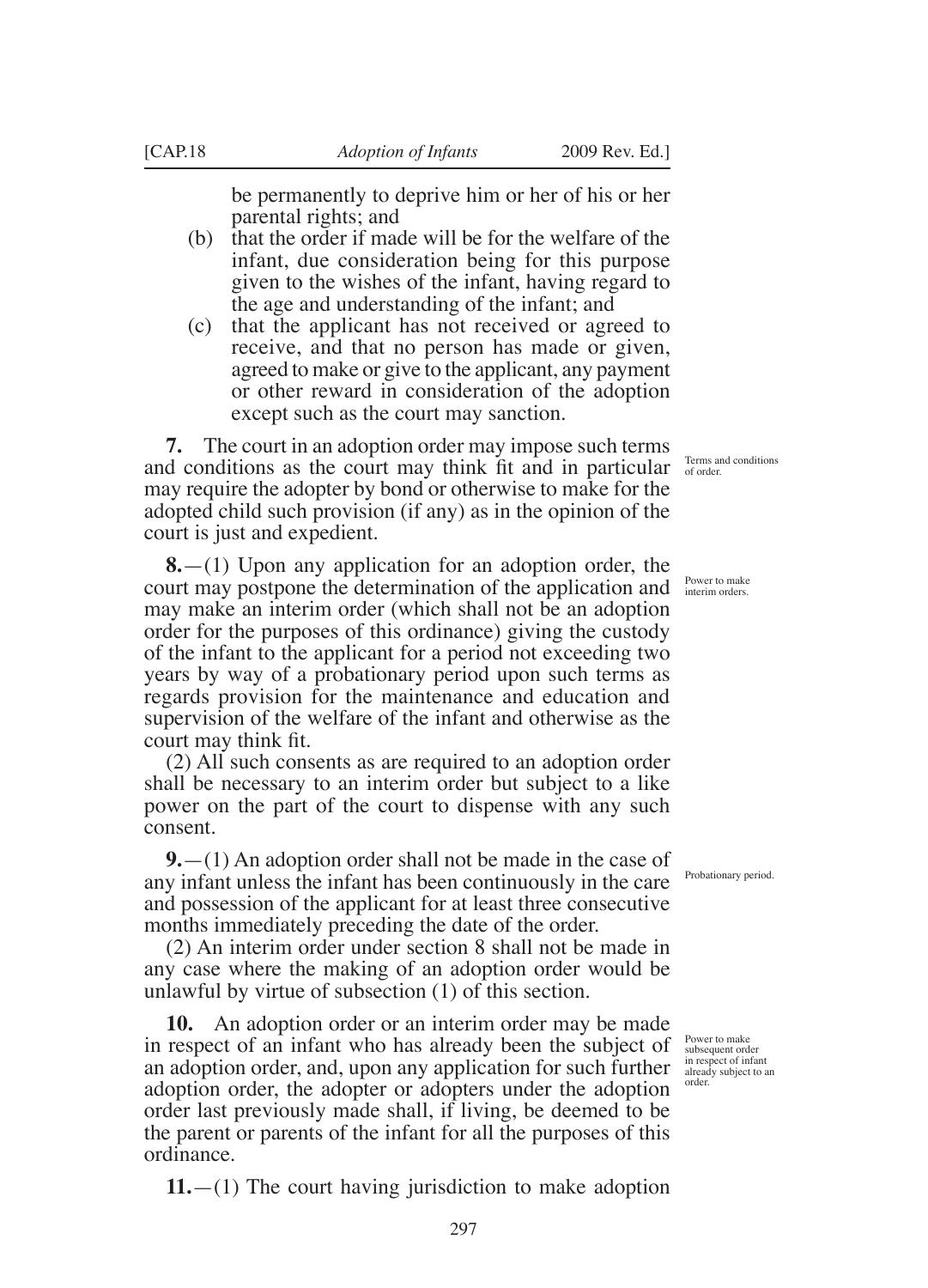be permanently to deprive him or her of his or her parental rights; and

(b) that the order if made will be for the welfare of the infant, due consideration being for this purpose given to the wishes of the infant, having regard to the age and understanding of the infant; and

(c) that the applicant has not received or agreed to receive, and that no person has made or given, agreed to make or give to the applicant, any payment or other reward in consideration of the adoption except such as the court may sanction.

*Terms and conditions of order.*

**7.** The court in an adoption order may impose such terms and conditions as the court may think fit and in particular may require the adopter by bond or otherwise to make for the adopted child such provision (if any) as in the opinion of the court is just and expedient.

*Power to make interim orders.*

**8.**—(1) Upon any application for an adoption order, the court may postpone the determination of the application and may make an interim order (which shall not be an adoption order for the purposes of this ordinance) giving the custody of the infant to the applicant for a period not exceeding two years by way of a probationary period upon such terms as regards provision for the maintenance and education and supervision of the welfare of the infant and otherwise as the court may think fit.

(2) All such consents as are required to an adoption order shall be necessary to an interim order but subject to a like power on the part of the court to dispense with any such consent.

*Probationary period.*

**9.**—(1) An adoption order shall not be made in the case of any infant unless the infant has been continuously in the care and possession of the applicant for at least three consecutive months immediately preceding the date of the order.

(2) An interim order under section 8 shall not be made in any case where the making of an adoption order would be unlawful by virtue of subsection (1) of this section.

*Power to make subsequent order in respect of infant already subject to an order.*

**10.** An adoption order or an interim order may be made in respect of an infant who has already been the subject of an adoption order, and, upon any application for such further adoption order, the adopter or adopters under the adoption order last previously made shall, if living, be deemed to be the parent or parents of the infant for all the purposes of this ordinance.

**11.**—(1) The court having jurisdiction to make adoption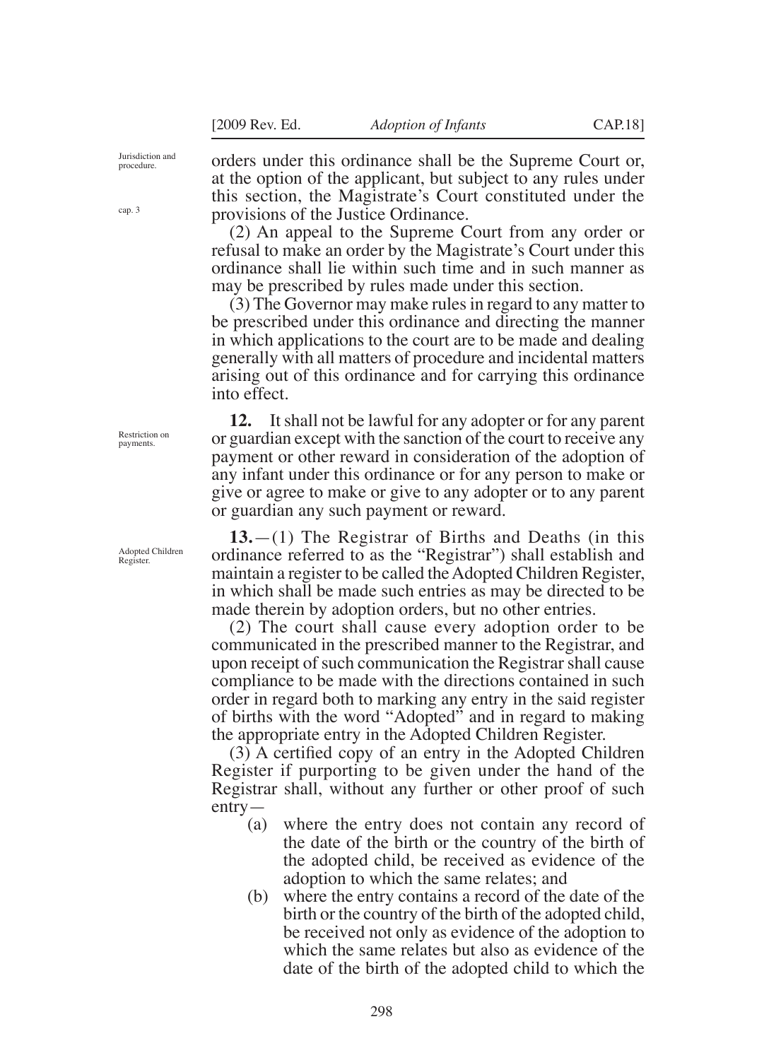orders under this ordinance shall be the Supreme Court or, at the option of the applicant, but subject to any rules under this section, the Magistrate's Court constituted under the provisions of the Justice Ordinance.

Jurisdiction and procedure.

cap. 3

(2) An appeal to the Supreme Court from any order or refusal to make an order by the Magistrate's Court under this ordinance shall lie within such time and in such manner as may be prescribed by rules made under this section.

(3) The Governor may make rules in regard to any matter to be prescribed under this ordinance and directing the manner in which applications to the court are to be made and dealing generally with all matters of procedure and incidental matters arising out of this ordinance and for carrying this ordinance into effect.

Restriction on payments.

**12.** It shall not be lawful for any adopter or for any parent or guardian except with the sanction of the court to receive any payment or other reward in consideration of the adoption of any infant under this ordinance or for any person to make or give or agree to make or give to any adopter or to any parent or guardian any such payment or reward.

Adopted Children Register.

**13.**—(1) The Registrar of Births and Deaths (in this ordinance referred to as the "Registrar") shall establish and maintain a register to be called the Adopted Children Register, in which shall be made such entries as may be directed to be made therein by adoption orders, but no other entries.

(2) The court shall cause every adoption order to be communicated in the prescribed manner to the Registrar, and upon receipt of such communication the Registrar shall cause compliance to be made with the directions contained in such order in regard both to marking any entry in the said register of births with the word "Adopted" and in regard to making the appropriate entry in the Adopted Children Register.

(3) A certified copy of an entry in the Adopted Children Register if purporting to be given under the hand of the Registrar shall, without any further or other proof of such entry—

(a) where the entry does not contain any record of the date of the birth or the country of the birth of the adopted child, be received as evidence of the adoption to which the same relates; and

(b) where the entry contains a record of the date of the birth or the country of the birth of the adopted child, be received not only as evidence of the adoption to which the same relates but also as evidence of the date of the birth of the adopted child to which the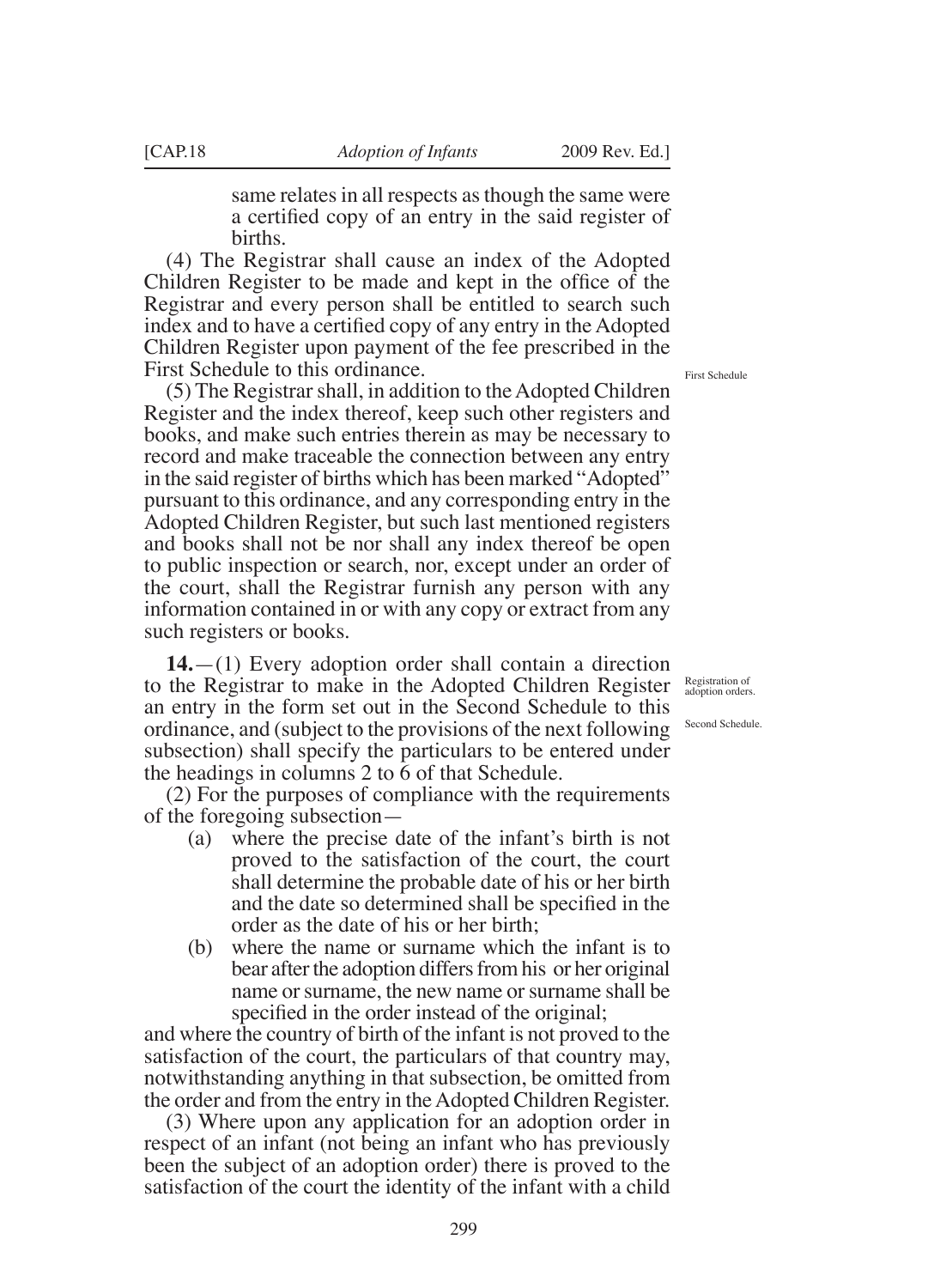same relates in all respects as though the same were a certified copy of an entry in the said register of births.

(4) The Registrar shall cause an index of the Adopted Children Register to be made and kept in the office of the Registrar and every person shall be entitled to search such index and to have a certified copy of any entry in the Adopted Children Register upon payment of the fee prescribed in the First Schedule to this ordinance.

First Schedule

(5) The Registrar shall, in addition to the Adopted Children Register and the index thereof, keep such other registers and books, and make such entries therein as may be necessary to record and make traceable the connection between any entry in the said register of births which has been marked "Adopted" pursuant to this ordinance, and any corresponding entry in the Adopted Children Register, but such last mentioned registers and books shall not be nor shall any index thereof be open to public inspection or search, nor, except under an order of the court, shall the Registrar furnish any person with any information contained in or with any copy or extract from any such registers or books.

Registration of adoption orders.

Second Schedule.

**14.**—(1) Every adoption order shall contain a direction to the Registrar to make in the Adopted Children Register an entry in the form set out in the Second Schedule to this ordinance, and (subject to the provisions of the next following subsection) shall specify the particulars to be entered under the headings in columns 2 to 6 of that Schedule.

(2) For the purposes of compliance with the requirements of the foregoing subsection—

(a) where the precise date of the infant's birth is not proved to the satisfaction of the court, the court shall determine the probable date of his or her birth and the date so determined shall be specified in the order as the date of his or her birth;

(b) where the name or surname which the infant is to bear after the adoption differs from his or her original name or surname, the new name or surname shall be specified in the order instead of the original;

and where the country of birth of the infant is not proved to the satisfaction of the court, the particulars of that country may, notwithstanding anything in that subsection, be omitted from the order and from the entry in the Adopted Children Register.

(3) Where upon any application for an adoption order in respect of an infant (not being an infant who has previously been the subject of an adoption order) there is proved to the satisfaction of the court the identity of the infant with a child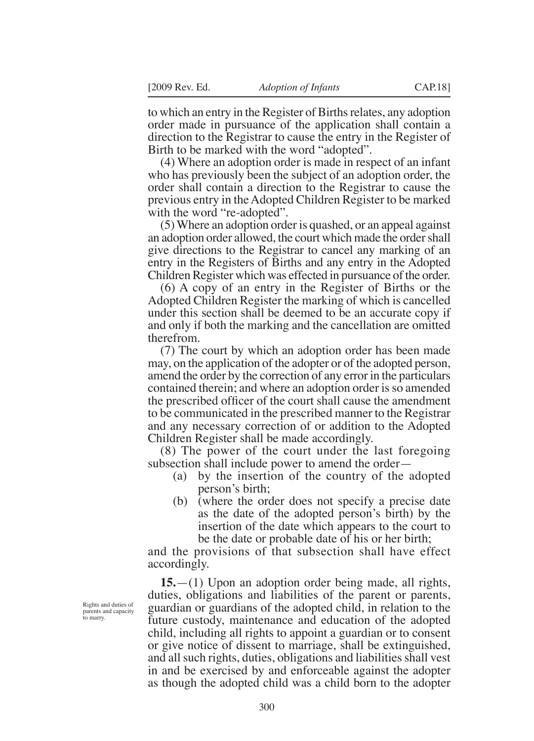to which an entry in the Register of Births relates, any adoption order made in pursuance of the application shall contain a direction to the Registrar to cause the entry in the Register of Birth to be marked with the word "adopted".

(4) Where an adoption order is made in respect of an infant who has previously been the subject of an adoption order, the order shall contain a direction to the Registrar to cause the previous entry in the Adopted Children Register to be marked with the word "re-adopted".

(5) Where an adoption order is quashed, or an appeal against an adoption order allowed, the court which made the order shall give directions to the Registrar to cancel any marking of an entry in the Registers of Births and any entry in the Adopted Children Register which was effected in pursuance of the order.

(6) A copy of an entry in the Register of Births or the Adopted Children Register the marking of which is cancelled under this section shall be deemed to be an accurate copy if and only if both the marking and the cancellation are omitted therefrom.

(7) The court by which an adoption order has been made may, on the application of the adopter or of the adopted person, amend the order by the correction of any error in the particulars contained therein; and where an adoption order is so amended the prescribed officer of the court shall cause the amendment to be communicated in the prescribed manner to the Registrar and any necessary correction of or addition to the Adopted Children Register shall be made accordingly.

(8) The power of the court under the last foregoing subsection shall include power to amend the order—

(a) by the insertion of the country of the adopted person's birth;

(b) (where the order does not specify a precise date as the date of the adopted person's birth) by the insertion of the date which appears to the court to be the date or probable date of his or her birth;

and the provisions of that subsection shall have effect accordingly.

*Rights and duties of parents and capacity to marry.*

**15.**—(1) Upon an adoption order being made, all rights, duties, obligations and liabilities of the parent or parents, guardian or guardians of the adopted child, in relation to the future custody, maintenance and education of the adopted child, including all rights to appoint a guardian or to consent or give notice of dissent to marriage, shall be extinguished, and all such rights, duties, obligations and liabilities shall vest in and be exercised by and enforceable against the adopter as though the adopted child was a child born to the adopter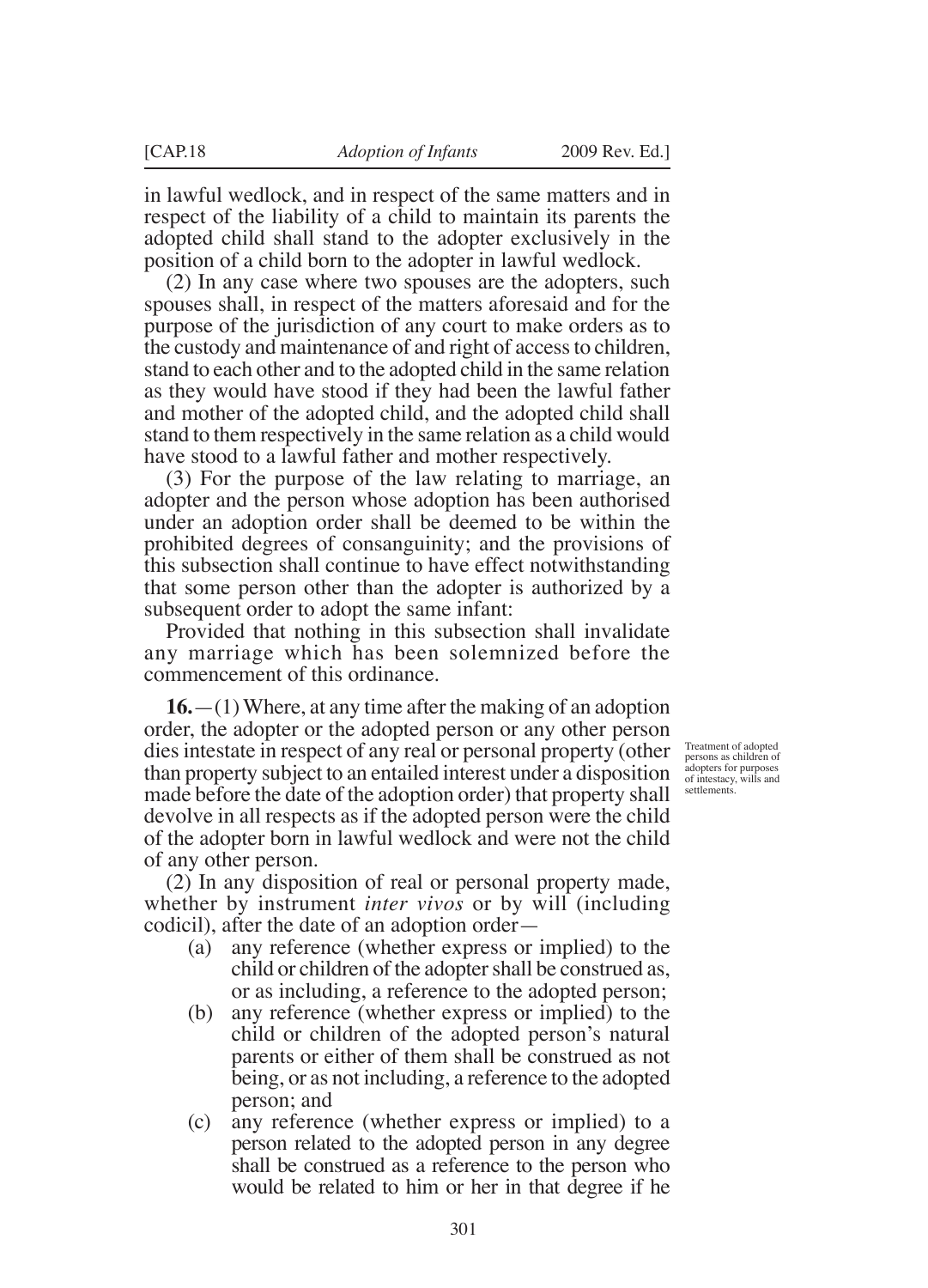in lawful wedlock, and in respect of the same matters and in respect of the liability of a child to maintain its parents the adopted child shall stand to the adopter exclusively in the position of a child born to the adopter in lawful wedlock.

(2) In any case where two spouses are the adopters, such spouses shall, in respect of the matters aforesaid and for the purpose of the jurisdiction of any court to make orders as to the custody and maintenance of and right of access to children, stand to each other and to the adopted child in the same relation as they would have stood if they had been the lawful father and mother of the adopted child, and the adopted child shall stand to them respectively in the same relation as a child would have stood to a lawful father and mother respectively.

(3) For the purpose of the law relating to marriage, an adopter and the person whose adoption has been authorised under an adoption order shall be deemed to be within the prohibited degrees of consanguinity; and the provisions of this subsection shall continue to have effect notwithstanding that some person other than the adopter is authorized by a subsequent order to adopt the same infant:

Provided that nothing in this subsection shall invalidate any marriage which has been solemnized before the commencement of this ordinance.

*Treatment of adopted persons as children of adopters for purposes of intestacy, wills and settlements.*

**16.**—(1) Where, at any time after the making of an adoption order, the adopter or the adopted person or any other person dies intestate in respect of any real or personal property (other than property subject to an entailed interest under a disposition made before the date of the adoption order) that property shall devolve in all respects as if the adopted person were the child of the adopter born in lawful wedlock and were not the child of any other person.

(2) In any disposition of real or personal property made, whether by instrument *inter vivos* or by will (including codicil), after the date of an adoption order—

- (a) any reference (whether express or implied) to the child or children of the adopter shall be construed as, or as including, a reference to the adopted person;
- (b) any reference (whether express or implied) to the child or children of the adopted person's natural parents or either of them shall be construed as not being, or as not including, a reference to the adopted person; and
- (c) any reference (whether express or implied) to a person related to the adopted person in any degree shall be construed as a reference to the person who would be related to him or her in that degree if he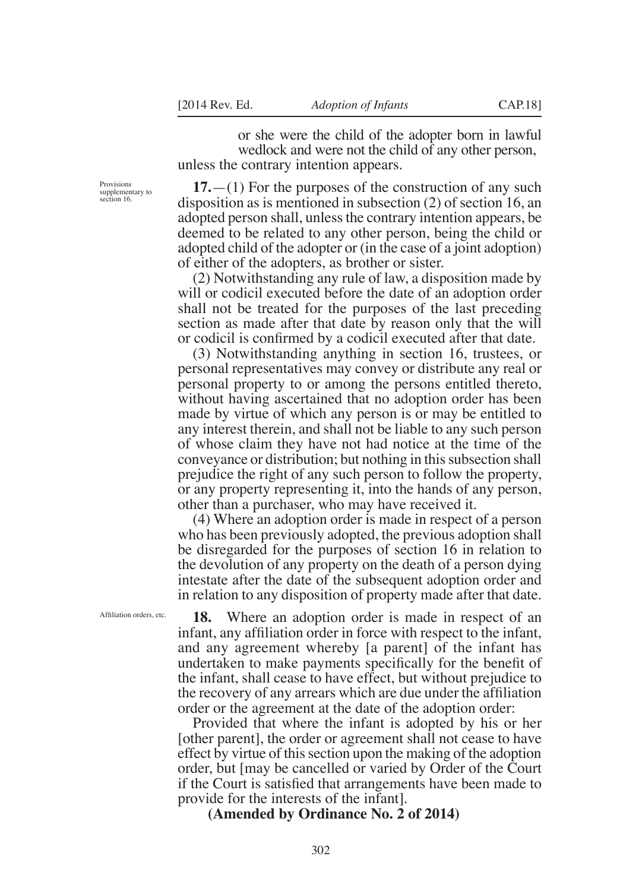or she were the child of the adopter born in lawful wedlock and were not the child of any other person,

unless the contrary intention appears.

*Provisions supplementary to section 16.*

**17.**—(1) For the purposes of the construction of any such disposition as is mentioned in subsection (2) of section 16, an adopted person shall, unless the contrary intention appears, be deemed to be related to any other person, being the child or adopted child of the adopter or (in the case of a joint adoption) of either of the adopters, as brother or sister.

(2) Notwithstanding any rule of law, a disposition made by will or codicil executed before the date of an adoption order shall not be treated for the purposes of the last preceding section as made after that date by reason only that the will or codicil is confirmed by a codicil executed after that date.

(3) Notwithstanding anything in section 16, trustees, or personal representatives may convey or distribute any real or personal property to or among the persons entitled thereto, without having ascertained that no adoption order has been made by virtue of which any person is or may be entitled to any interest therein, and shall not be liable to any such person of whose claim they have not had notice at the time of the conveyance or distribution; but nothing in this subsection shall prejudice the right of any such person to follow the property, or any property representing it, into the hands of any person, other than a purchaser, who may have received it.

(4) Where an adoption order is made in respect of a person who has been previously adopted, the previous adoption shall be disregarded for the purposes of section 16 in relation to the devolution of any property on the death of a person dying intestate after the date of the subsequent adoption order and in relation to any disposition of property made after that date.

*Affiliation orders, etc.*

**18.** Where an adoption order is made in respect of an infant, any affiliation order in force with respect to the infant, and any agreement whereby [a parent] of the infant has undertaken to make payments specifically for the benefit of the infant, shall cease to have effect, but without prejudice to the recovery of any arrears which are due under the affiliation order or the agreement at the date of the adoption order:

Provided that where the infant is adopted by his or her [other parent], the order or agreement shall not cease to have effect by virtue of this section upon the making of the adoption order, but [may be cancelled or varied by Order of the Court if the Court is satisfied that arrangements have been made to provide for the interests of the infant].

**(Amended by Ordinance No. 2 of 2014)**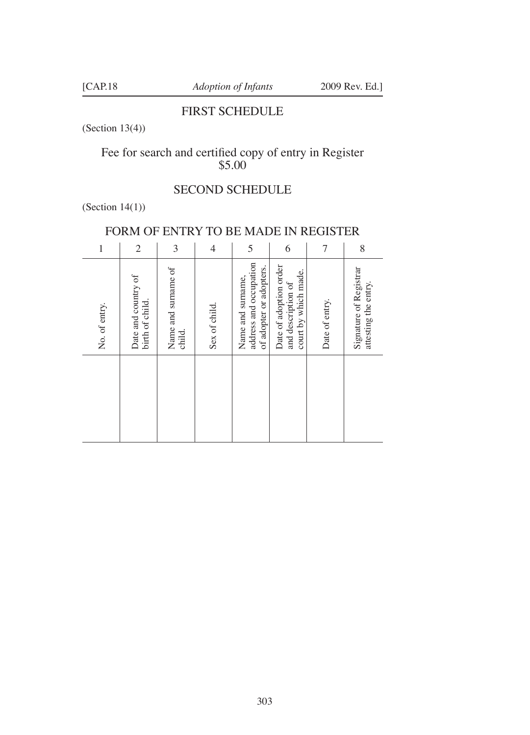## FIRST SCHEDULE

(Section 13(4))

Fee for search and certified copy of entry in Register
$5.00

## SECOND SCHEDULE

(Section 14(1))

### FORM OF ENTRY TO BE MADE IN REGISTER

| 1 | 2 | 3 | 4 | 5 | 6 | 7 | 8 |
|---|---|---|---|---|---|---|---|
| No. of entry. | Date and country of birth of child. | Name and surname of child. | Sex of child. | Name and surname, address and occupation of adopter or adopters. | Date of adoption order and description of court by which made. | Date of entry. | Signature of Registrar attesting the entry. |
| | | | | | | | |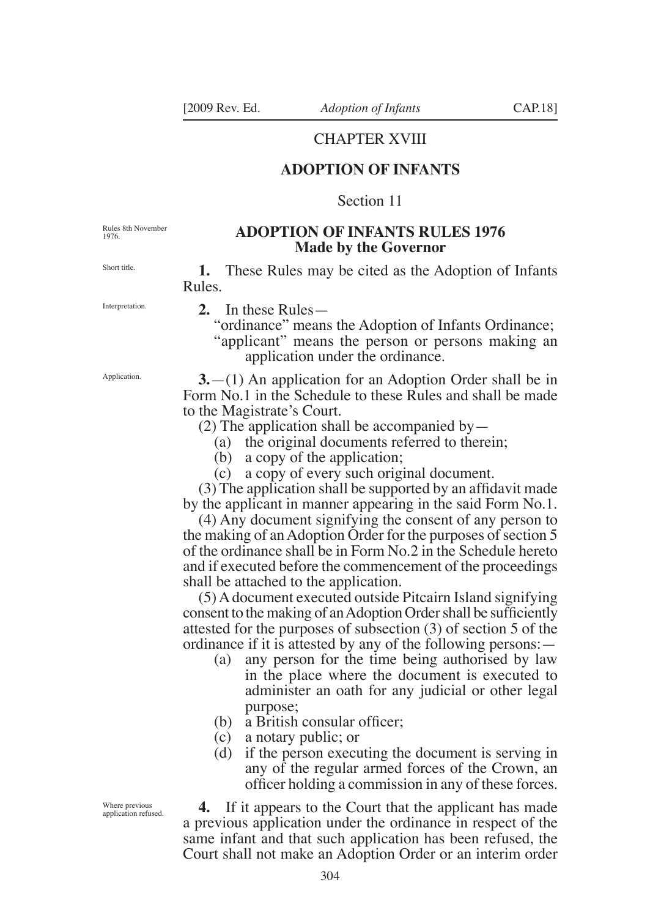# CHAPTER XVIII

## ADOPTION OF INFANTS

Section 11

Rules 8th November 1976.

## ADOPTION OF INFANTS RULES 1976
### Made by the Governor

Short title.

**1.** These Rules may be cited as the Adoption of Infants Rules.

Interpretation.

**2.** In these Rules—

"ordinance" means the Adoption of Infants Ordinance;

"applicant" means the person or persons making an application under the ordinance.

Application.

**3.**—(1) An application for an Adoption Order shall be in Form No.1 in the Schedule to these Rules and shall be made to the Magistrate's Court.

(2) The application shall be accompanied by—

(a) the original documents referred to therein;

(b) a copy of the application;

(c) a copy of every such original document.

(3) The application shall be supported by an affidavit made by the applicant in manner appearing in the said Form No.1.

(4) Any document signifying the consent of any person to the making of an Adoption Order for the purposes of section 5 of the ordinance shall be in Form No.2 in the Schedule hereto and if executed before the commencement of the proceedings shall be attached to the application.

(5) A document executed outside Pitcairn Island signifying consent to the making of an Adoption Order shall be sufficiently attested for the purposes of subsection (3) of section 5 of the ordinance if it is attested by any of the following persons:—

(a) any person for the time being authorised by law in the place where the document is executed to administer an oath for any judicial or other legal purpose;

(b) a British consular officer;

(c) a notary public; or

(d) if the person executing the document is serving in any of the regular armed forces of the Crown, an officer holding a commission in any of these forces.

Where previous application refused.

**4.** If it appears to the Court that the applicant has made a previous application under the ordinance in respect of the same infant and that such application has been refused, the Court shall not make an Adoption Order or an interim order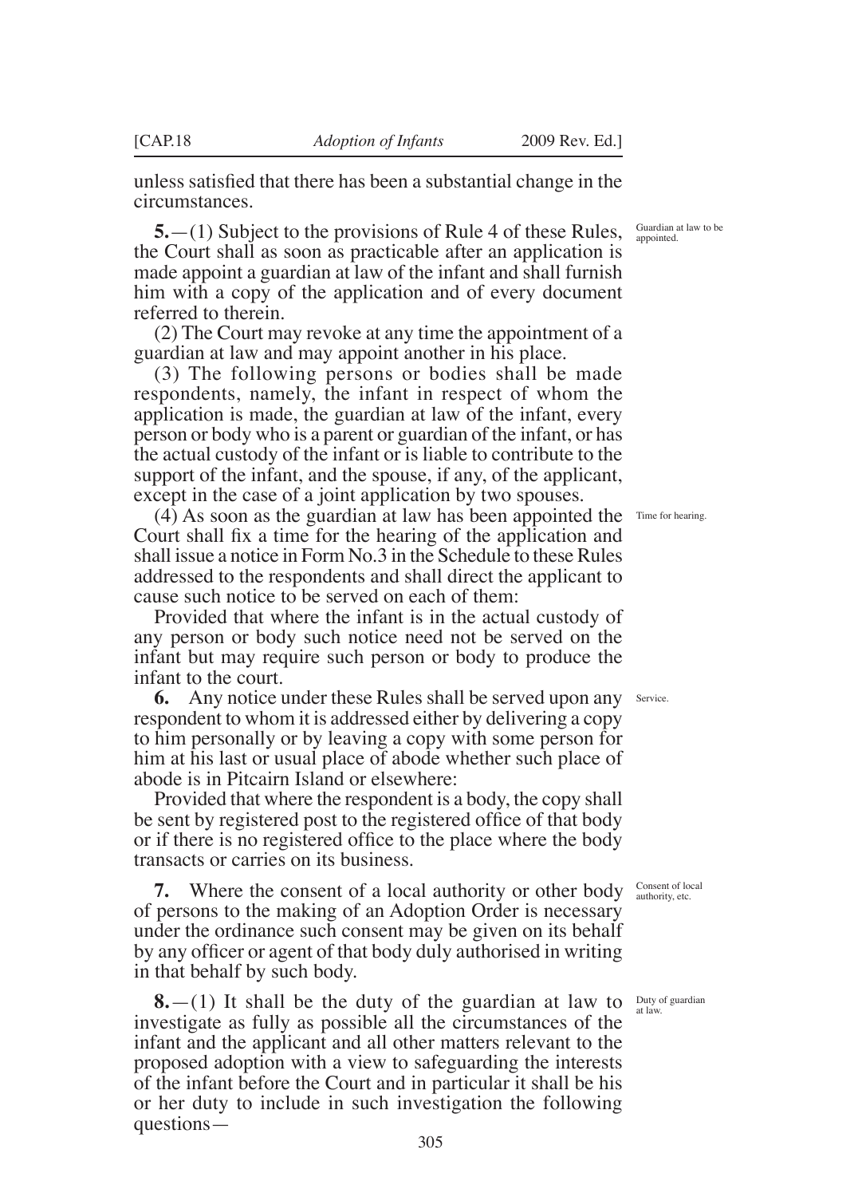unless satisfied that there has been a substantial change in the circumstances.

*Guardian at law to be appointed.*

**5.**—(1) Subject to the provisions of Rule 4 of these Rules, the Court shall as soon as practicable after an application is made appoint a guardian at law of the infant and shall furnish him with a copy of the application and of every document referred to therein.

(2) The Court may revoke at any time the appointment of a guardian at law and may appoint another in his place.

(3) The following persons or bodies shall be made respondents, namely, the infant in respect of whom the application is made, the guardian at law of the infant, every person or body who is a parent or guardian of the infant, or has the actual custody of the infant or is liable to contribute to the support of the infant, and the spouse, if any, of the applicant, except in the case of a joint application by two spouses.

*Time for hearing.*

(4) As soon as the guardian at law has been appointed the Court shall fix a time for the hearing of the application and shall issue a notice in Form No.3 in the Schedule to these Rules addressed to the respondents and shall direct the applicant to cause such notice to be served on each of them:

Provided that where the infant is in the actual custody of any person or body such notice need not be served on the infant but may require such person or body to produce the infant to the court.

*Service.*

**6.** Any notice under these Rules shall be served upon any respondent to whom it is addressed either by delivering a copy to him personally or by leaving a copy with some person for him at his last or usual place of abode whether such place of abode is in Pitcairn Island or elsewhere:

Provided that where the respondent is a body, the copy shall be sent by registered post to the registered office of that body or if there is no registered office to the place where the body transacts or carries on its business.

*Consent of local authority, etc.*

**7.** Where the consent of a local authority or other body of persons to the making of an Adoption Order is necessary under the ordinance such consent may be given on its behalf by any officer or agent of that body duly authorised in writing in that behalf by such body.

*Duty of guardian at law.*

**8.**—(1) It shall be the duty of the guardian at law to investigate as fully as possible all the circumstances of the infant and the applicant and all other matters relevant to the proposed adoption with a view to safeguarding the interests of the infant before the Court and in particular it shall be his or her duty to include in such investigation the following questions—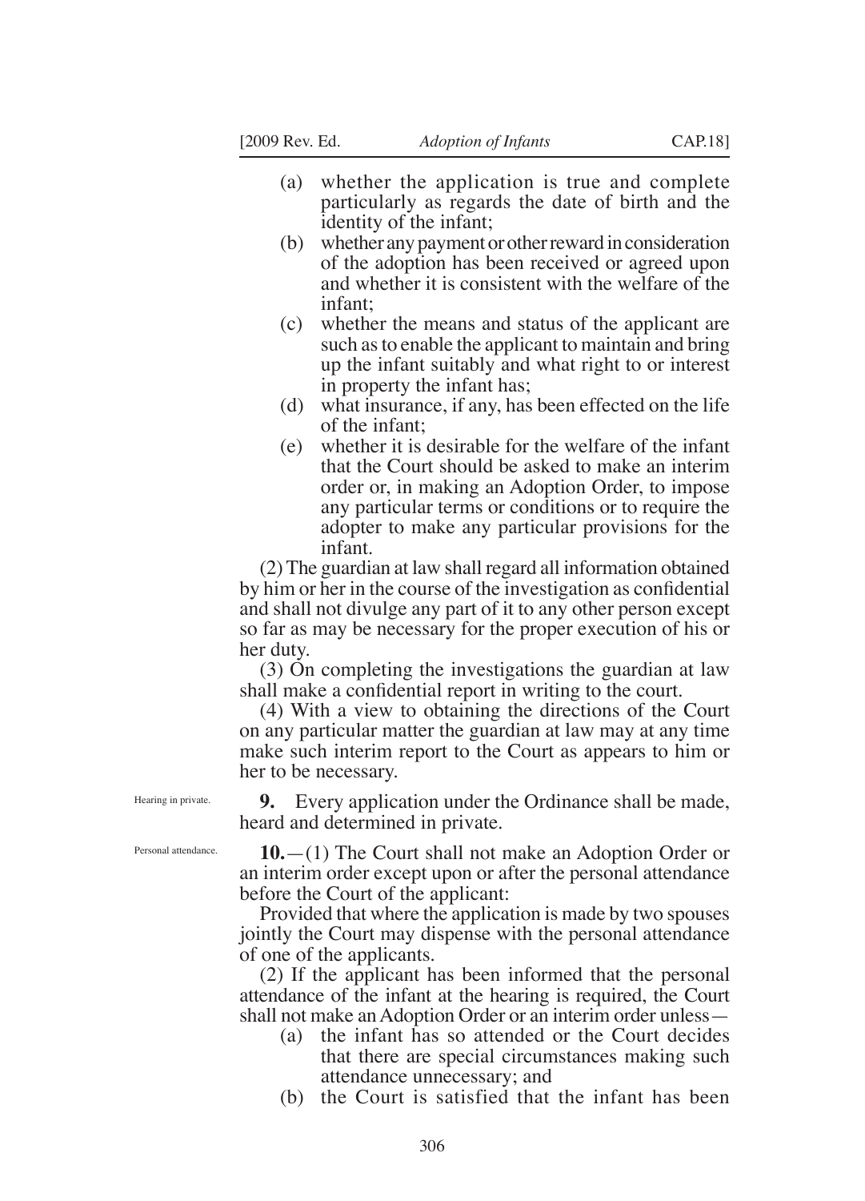(a) whether the application is true and complete particularly as regards the date of birth and the identity of the infant;

(b) whether any payment or other reward in consideration of the adoption has been received or agreed upon and whether it is consistent with the welfare of the infant;

(c) whether the means and status of the applicant are such as to enable the applicant to maintain and bring up the infant suitably and what right to or interest in property the infant has;

(d) what insurance, if any, has been effected on the life of the infant;

(e) whether it is desirable for the welfare of the infant that the Court should be asked to make an interim order or, in making an Adoption Order, to impose any particular terms or conditions or to require the adopter to make any particular provisions for the infant.

(2) The guardian at law shall regard all information obtained by him or her in the course of the investigation as confidential and shall not divulge any part of it to any other person except so far as may be necessary for the proper execution of his or her duty.

(3) On completing the investigations the guardian at law shall make a confidential report in writing to the court.

(4) With a view to obtaining the directions of the Court on any particular matter the guardian at law may at any time make such interim report to the Court as appears to him or her to be necessary.

Hearing in private.

**9.** Every application under the Ordinance shall be made, heard and determined in private.

Personal attendance.

**10.**—(1) The Court shall not make an Adoption Order or an interim order except upon or after the personal attendance before the Court of the applicant:

Provided that where the application is made by two spouses jointly the Court may dispense with the personal attendance of one of the applicants.

(2) If the applicant has been informed that the personal attendance of the infant at the hearing is required, the Court shall not make an Adoption Order or an interim order unless—

(a) the infant has so attended or the Court decides that there are special circumstances making such attendance unnecessary; and

(b) the Court is satisfied that the infant has been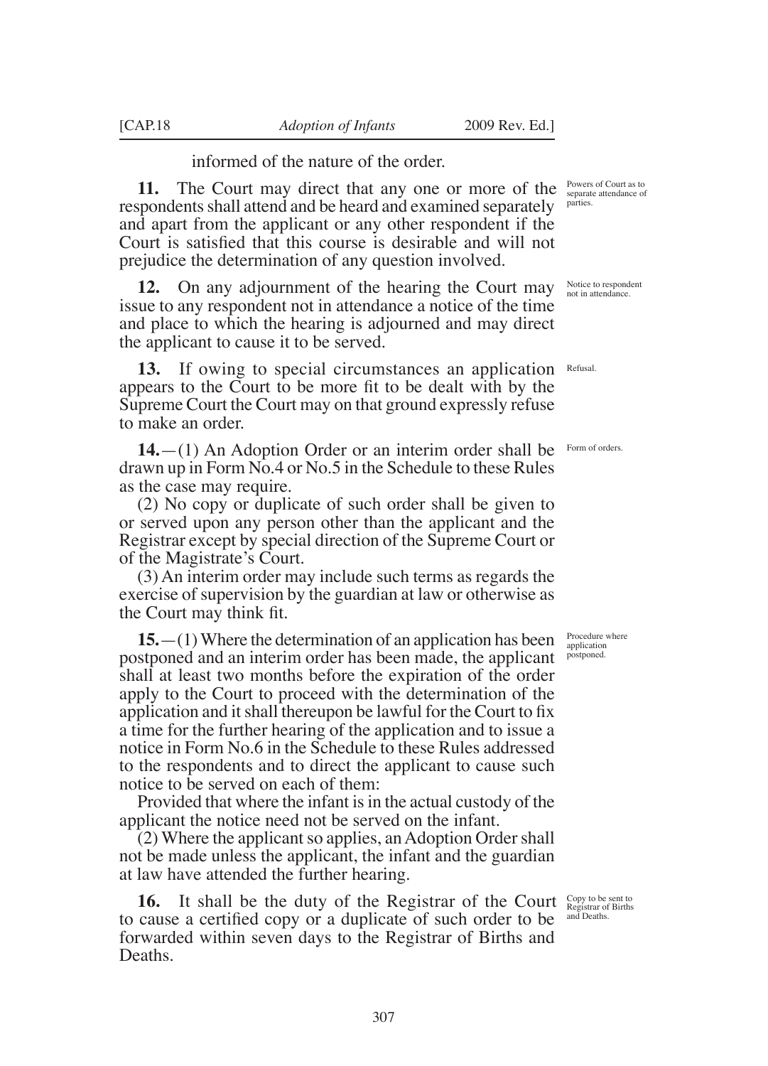informed of the nature of the order.

**11.** The Court may direct that any one or more of the respondents shall attend and be heard and examined separately and apart from the applicant or any other respondent if the Court is satisfied that this course is desirable and will not prejudice the determination of any question involved.

*Powers of Court as to separate attendance of parties.*

**12.** On any adjournment of the hearing the Court may issue to any respondent not in attendance a notice of the time and place to which the hearing is adjourned and may direct the applicant to cause it to be served.

*Notice to respondent not in attendance.*

**13.** If owing to special circumstances an application appears to the Court to be more fit to be dealt with by the Supreme Court the Court may on that ground expressly refuse to make an order.

*Refusal.*

**14.**—(1) An Adoption Order or an interim order shall be drawn up in Form No.4 or No.5 in the Schedule to these Rules as the case may require.

*Form of orders.*

(2) No copy or duplicate of such order shall be given to or served upon any person other than the applicant and the Registrar except by special direction of the Supreme Court or of the Magistrate's Court.

(3) An interim order may include such terms as regards the exercise of supervision by the guardian at law or otherwise as the Court may think fit.

**15.**—(1) Where the determination of an application has been postponed and an interim order has been made, the applicant shall at least two months before the expiration of the order apply to the Court to proceed with the determination of the application and it shall thereupon be lawful for the Court to fix a time for the further hearing of the application and to issue a notice in Form No.6 in the Schedule to these Rules addressed to the respondents and to direct the applicant to cause such notice to be served on each of them:

*Procedure where application postponed.*

Provided that where the infant is in the actual custody of the applicant the notice need not be served on the infant.

(2) Where the applicant so applies, an Adoption Order shall not be made unless the applicant, the infant and the guardian at law have attended the further hearing.

**16.** It shall be the duty of the Registrar of the Court to cause a certified copy or a duplicate of such order to be forwarded within seven days to the Registrar of Births and Deaths.

*Copy to be sent to Registrar of Births and Deaths.*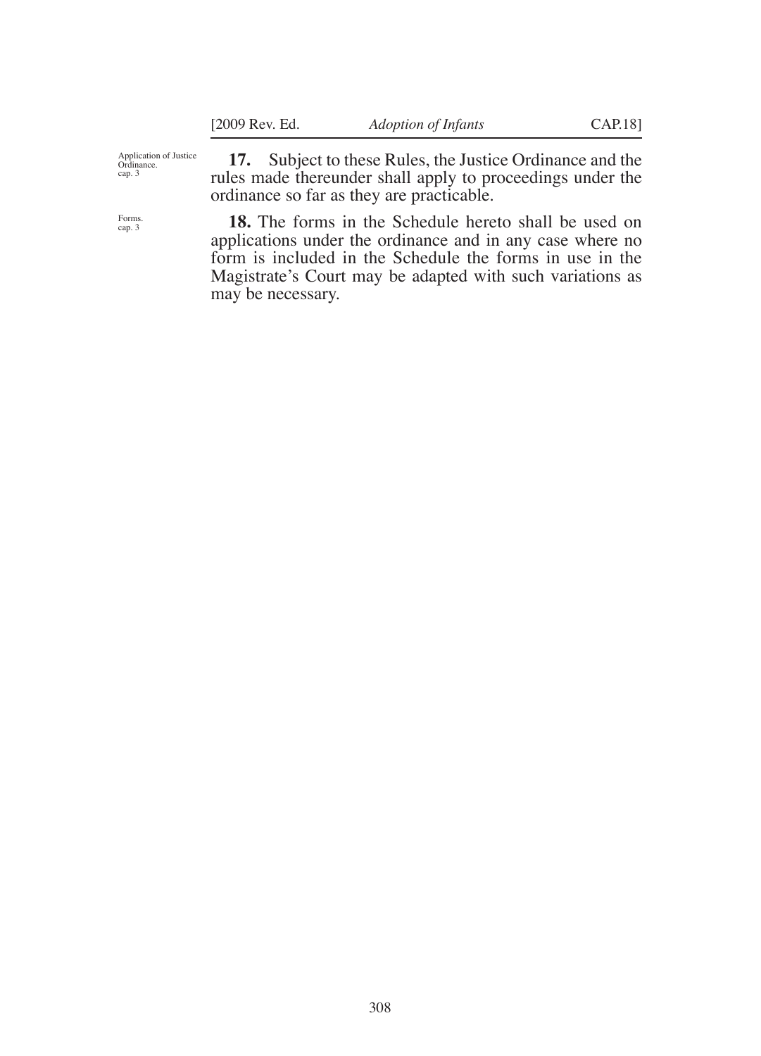Application of Justice Ordinance. cap. 3

**17.** Subject to these Rules, the Justice Ordinance and the rules made thereunder shall apply to proceedings under the ordinance so far as they are practicable.

Forms. cap. 3

**18.** The forms in the Schedule hereto shall be used on applications under the ordinance and in any case where no form is included in the Schedule the forms in use in the Magistrate's Court may be adapted with such variations as may be necessary.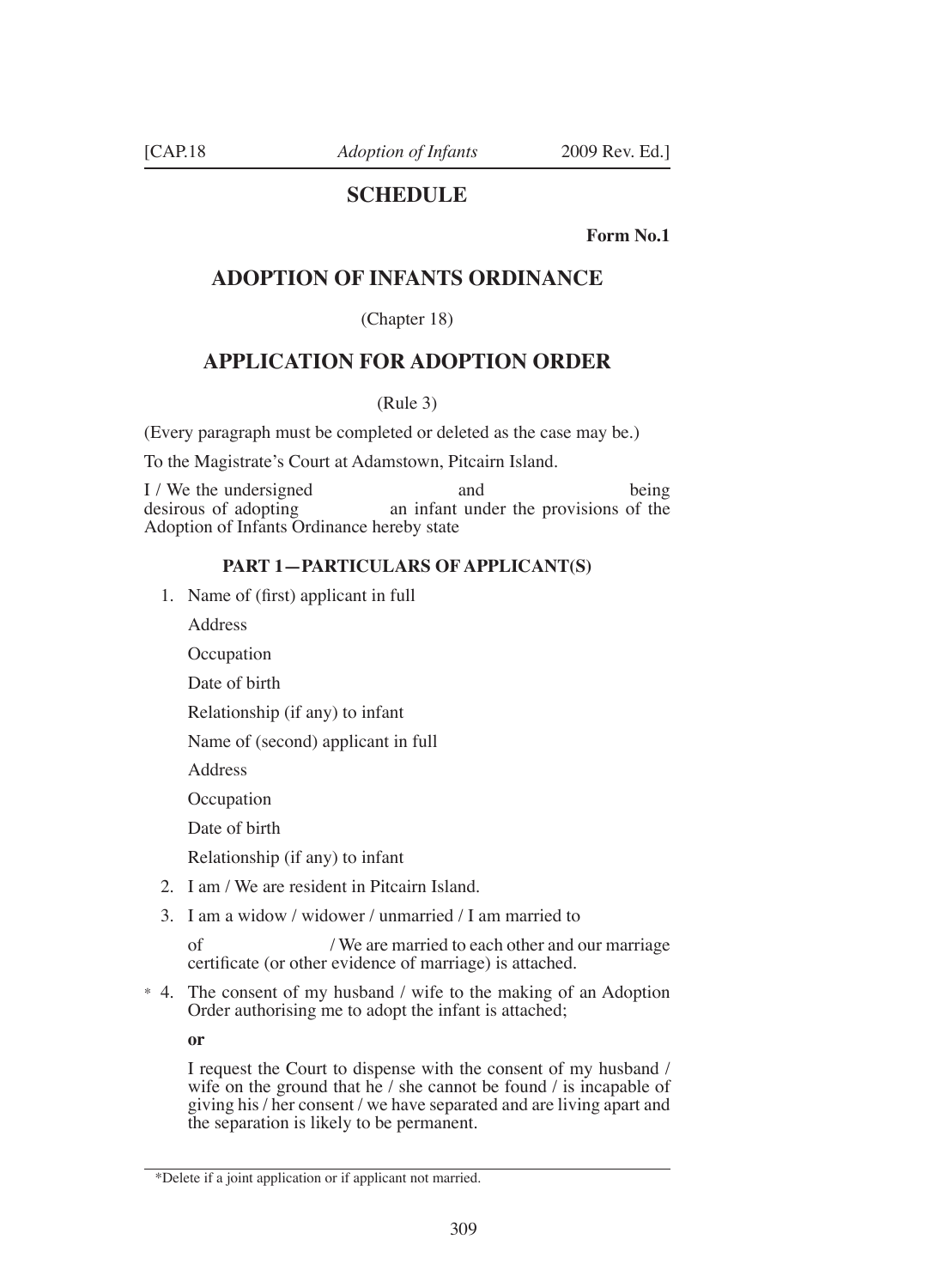## SCHEDULE

**Form No.1**

## ADOPTION OF INFANTS ORDINANCE

(Chapter 18)

## APPLICATION FOR ADOPTION ORDER

(Rule 3)

(Every paragraph must be completed or deleted as the case may be.)

To the Magistrate's Court at Adamstown, Pitcairn Island.

I / We the undersigned and being desirous of adopting an infant under the provisions of the Adoption of Infants Ordinance hereby state

### PART 1—PARTICULARS OF APPLICANT(S)

1. Name of (first) applicant in full

   Address

   Occupation

   Date of birth

   Relationship (if any) to infant

   Name of (second) applicant in full

   Address

   Occupation

   Date of birth

   Relationship (if any) to infant

2. I am / We are resident in Pitcairn Island.

3. I am a widow / widower / unmarried / I am married to

   of / We are married to each other and our marriage certificate (or other evidence of marriage) is attached.

\* 4. The consent of my husband / wife to the making of an Adoption Order authorising me to adopt the infant is attached;

   **or**

   I request the Court to dispense with the consent of my husband / wife on the ground that he / she cannot be found / is incapable of giving his / her consent / we have separated and are living apart and the separation is likely to be permanent.

---

\*Delete if a joint application or if applicant not married.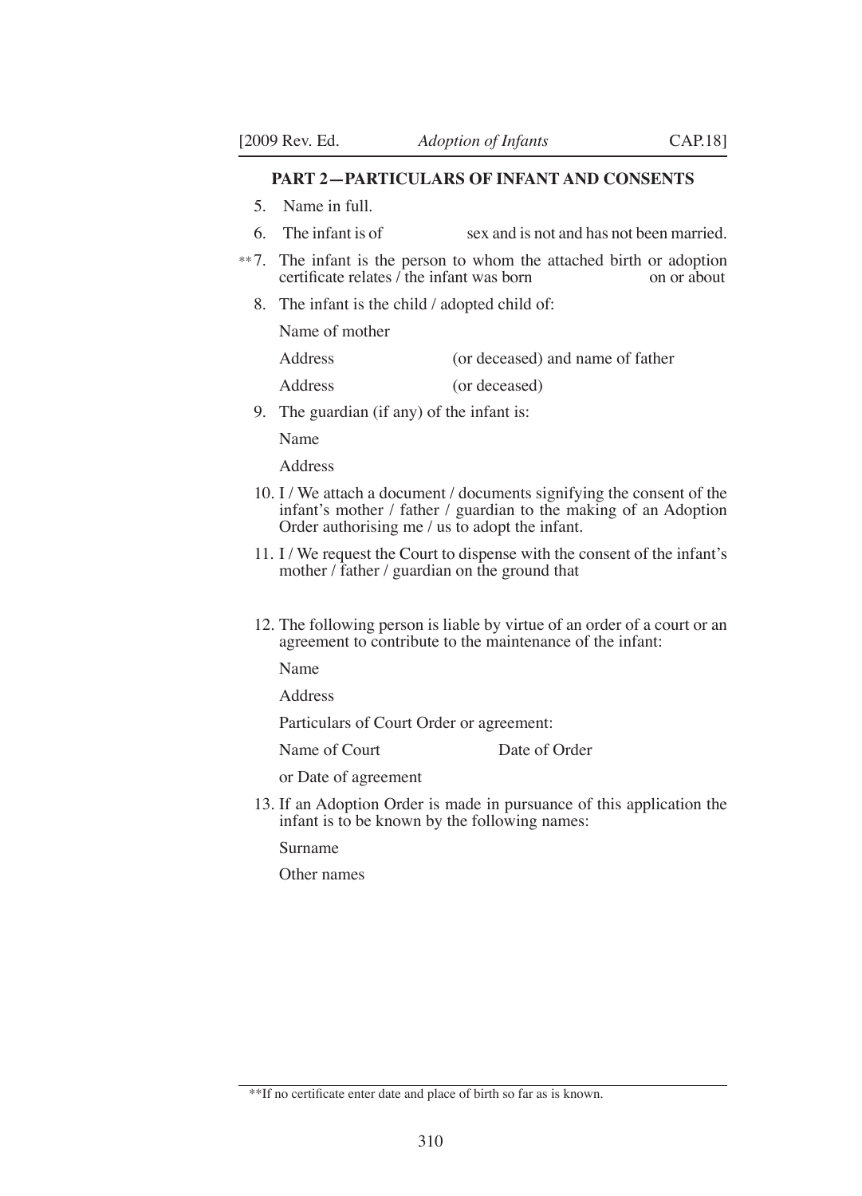## PART 2—PARTICULARS OF INFANT AND CONSENTS

5. Name in full.

6. The infant is of                    sex and is not and has not been married.

**7. The infant is the person to whom the attached birth or adoption certificate relates / the infant was born                    on or about

8. The infant is the child / adopted child of:

   Name of mother

   Address                    (or deceased) and name of father

   Address                    (or deceased)

9. The guardian (if any) of the infant is:

   Name

   Address

10. I / We attach a document / documents signifying the consent of the infant's mother / father / guardian to the making of an Adoption Order authorising me / us to adopt the infant.

11. I / We request the Court to dispense with the consent of the infant's mother / father / guardian on the ground that

12. The following person is liable by virtue of an order of a court or an agreement to contribute to the maintenance of the infant:

    Name

    Address

    Particulars of Court Order or agreement:

    Name of Court                    Date of Order

    or Date of agreement

13. If an Adoption Order is made in pursuance of this application the infant is to be known by the following names:

    Surname

    Other names

---

**If no certificate enter date and place of birth so far as is known.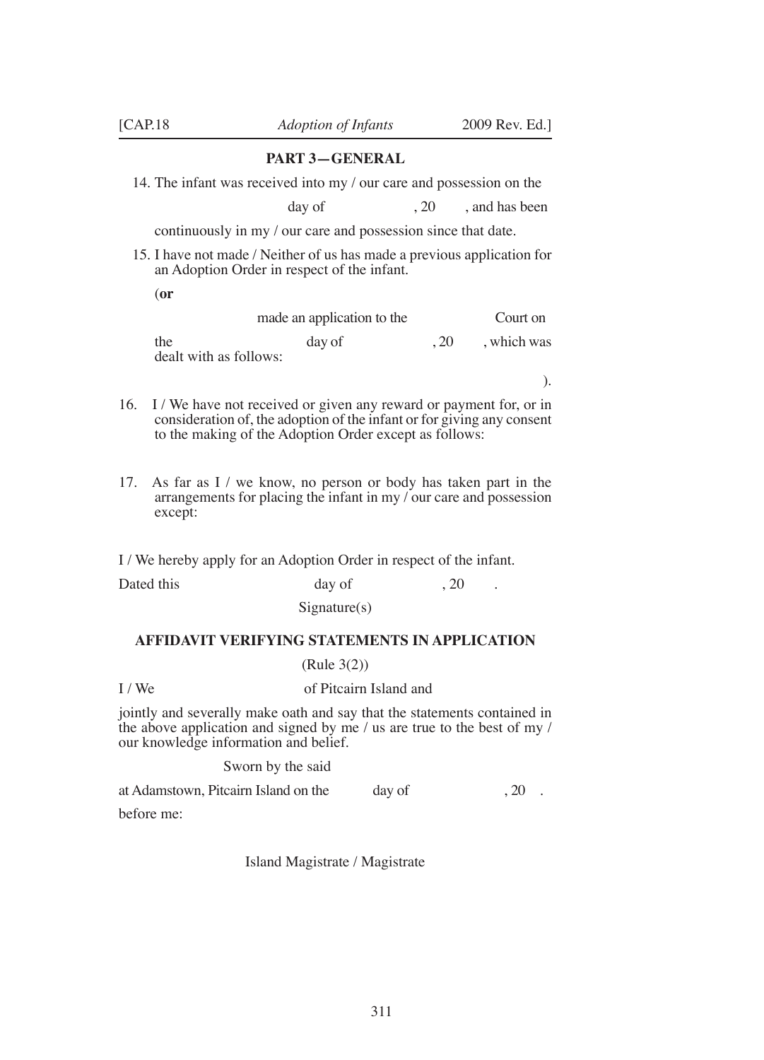## PART 3—GENERAL

14. The infant was received into my / our care and possession on the

day of , 20 , and has been

continuously in my / our care and possession since that date.

15. I have not made / Neither of us has made a previous application for an Adoption Order in respect of the infant.

(**or**

made an application to the Court on

the day of , 20 , which was dealt with as follows:

).

16. I / We have not received or given any reward or payment for, or in consideration of, the adoption of the infant or for giving any consent to the making of the Adoption Order except as follows:

17. As far as I / we know, no person or body has taken part in the arrangements for placing the infant in my / our care and possession except:

I / We hereby apply for an Adoption Order in respect of the infant.

Dated this day of , 20 .

Signature(s)

### AFFIDAVIT VERIFYING STATEMENTS IN APPLICATION

(Rule 3(2))

I / We of Pitcairn Island and

jointly and severally make oath and say that the statements contained in the above application and signed by me / us are true to the best of my / our knowledge information and belief.

Sworn by the said

at Adamstown, Pitcairn Island on the day of , 20 .

before me:

Island Magistrate / Magistrate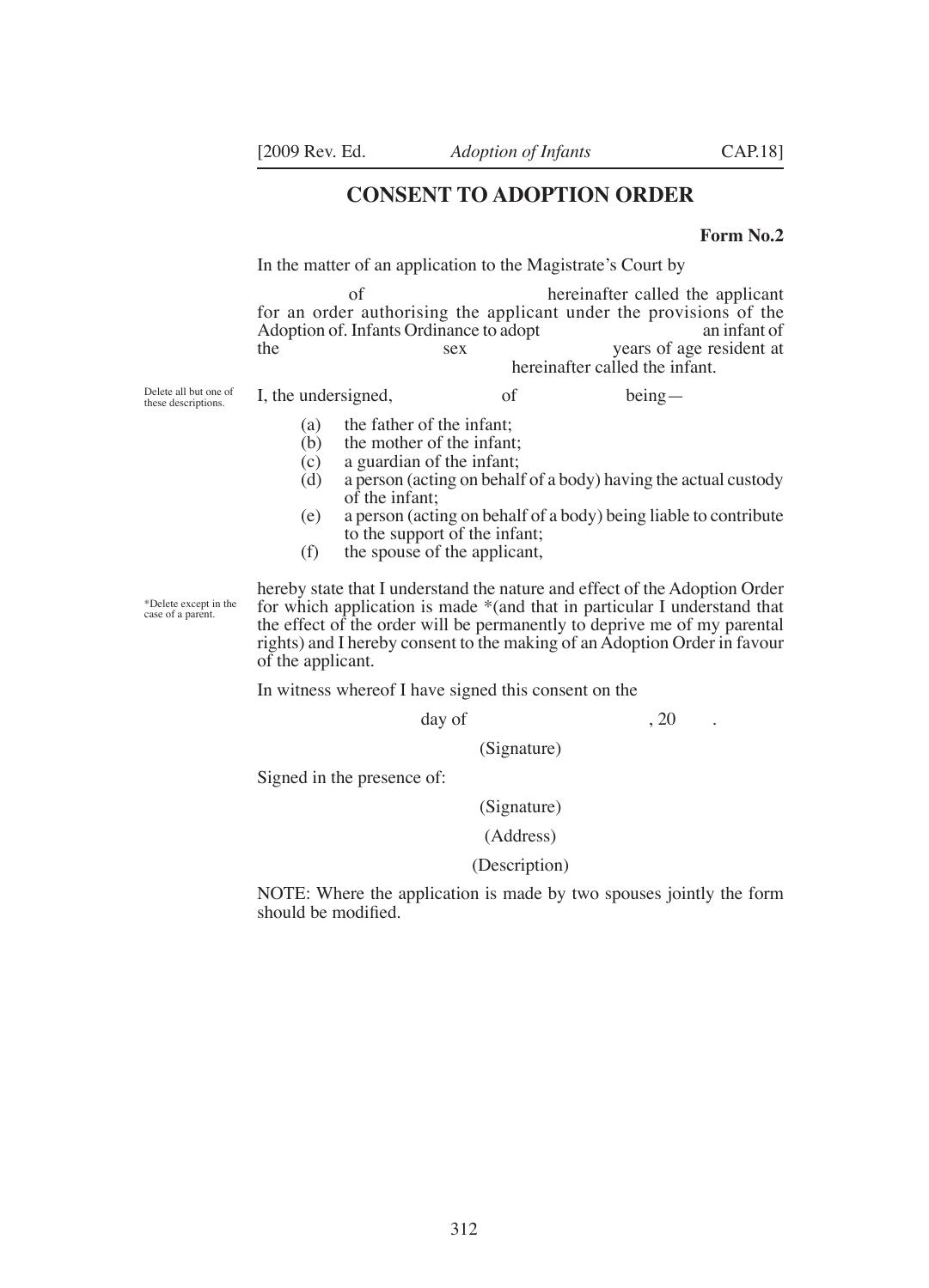## CONSENT TO ADOPTION ORDER

**Form No.2**

In the matter of an application to the Magistrate's Court by

of hereinafter called the applicant for an order authorising the applicant under the provisions of the Adoption of. Infants Ordinance to adopt an infant of the sex years of age resident at hereinafter called the infant.

Delete all but one of these descriptions.

I, the undersigned, of being—

(a) the father of the infant;
(b) the mother of the infant;
(c) a guardian of the infant;
(d) a person (acting on behalf of a body) having the actual custody of the infant;
(e) a person (acting on behalf of a body) being liable to contribute to the support of the infant;
(f) the spouse of the applicant,

*Delete except in the case of a parent.

hereby state that I understand the nature and effect of the Adoption Order for which application is made *(and that in particular I understand that the effect of the order will be permanently to deprive me of my parental rights) and I hereby consent to the making of an Adoption Order in favour of the applicant.

In witness whereof I have signed this consent on the

day of , 20 .

(Signature)

Signed in the presence of:

(Signature)

(Address)

(Description)

NOTE: Where the application is made by two spouses jointly the form should be modified.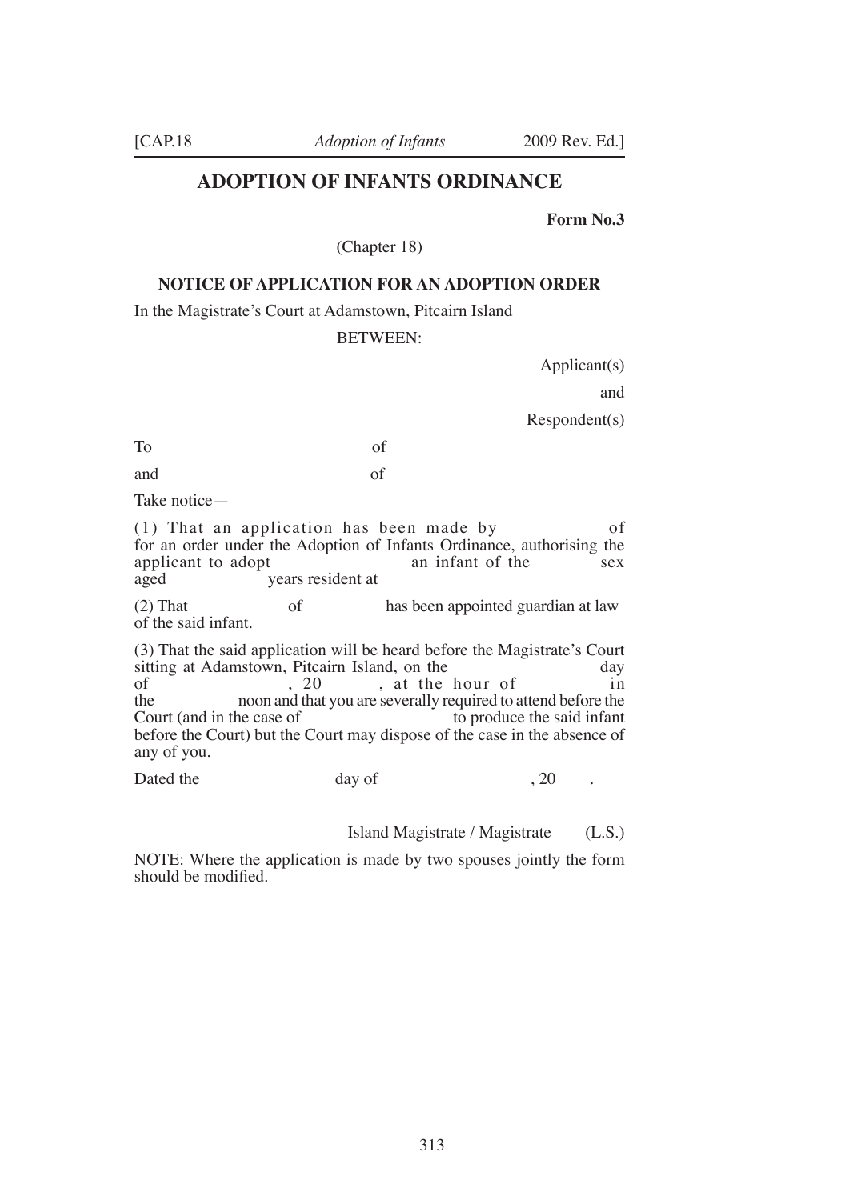# ADOPTION OF INFANTS ORDINANCE

**Form No.3**

(Chapter 18)

### NOTICE OF APPLICATION FOR AN ADOPTION ORDER

In the Magistrate's Court at Adamstown, Pitcairn Island

BETWEEN:

Applicant(s)

and

Respondent(s)

To of

and of

Take notice—

(1) That an application has been made by of for an order under the Adoption of Infants Ordinance, authorising the applicant to adopt an infant of the sex aged years resident at

(2) That of has been appointed guardian at law of the said infant.

(3) That the said application will be heard before the Magistrate's Court sitting at Adamstown, Pitcairn Island, on the day of , 20 , at the hour of in the noon and that you are severally required to attend before the Court (and in the case of to produce the said infant before the Court) but the Court may dispose of the case in the absence of any of you.

Dated the day of , 20 .

Island Magistrate / Magistrate (L.S.)

NOTE: Where the application is made by two spouses jointly the form should be modified.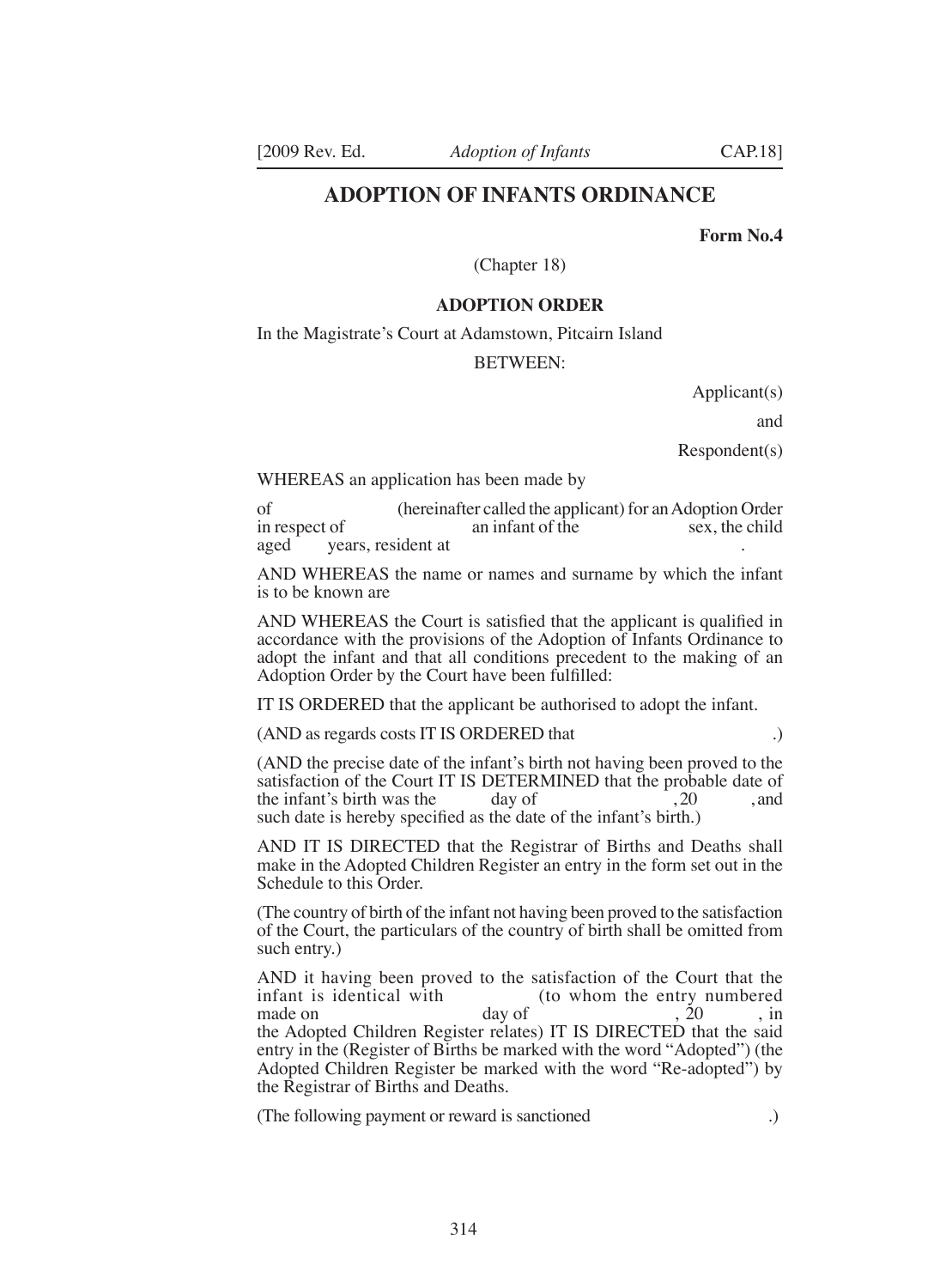# ADOPTION OF INFANTS ORDINANCE

**Form No.4**

(Chapter 18)

### ADOPTION ORDER

In the Magistrate's Court at Adamstown, Pitcairn Island

BETWEEN:

Applicant(s)

and

Respondent(s)

WHEREAS an application has been made by

of (hereinafter called the applicant) for an Adoption Order in respect of an infant of the sex, the child aged years, resident at .

AND WHEREAS the name or names and surname by which the infant is to be known are

AND WHEREAS the Court is satisfied that the applicant is qualified in accordance with the provisions of the Adoption of Infants Ordinance to adopt the infant and that all conditions precedent to the making of an Adoption Order by the Court have been fulfilled:

IT IS ORDERED that the applicant be authorised to adopt the infant.

(AND as regards costs IT IS ORDERED that .)

(AND the precise date of the infant's birth not having been proved to the satisfaction of the Court IT IS DETERMINED that the probable date of the infant's birth was the day of , 20 , and such date is hereby specified as the date of the infant's birth.)

AND IT IS DIRECTED that the Registrar of Births and Deaths shall make in the Adopted Children Register an entry in the form set out in the Schedule to this Order.

(The country of birth of the infant not having been proved to the satisfaction of the Court, the particulars of the country of birth shall be omitted from such entry.)

AND it having been proved to the satisfaction of the Court that the infant is identical with (to whom the entry numbered made on day of , 20 , in the Adopted Children Register relates) IT IS DIRECTED that the said entry in the (Register of Births be marked with the word "Adopted") (the Adopted Children Register be marked with the word "Re-adopted") by the Registrar of Births and Deaths.

(The following payment or reward is sanctioned .)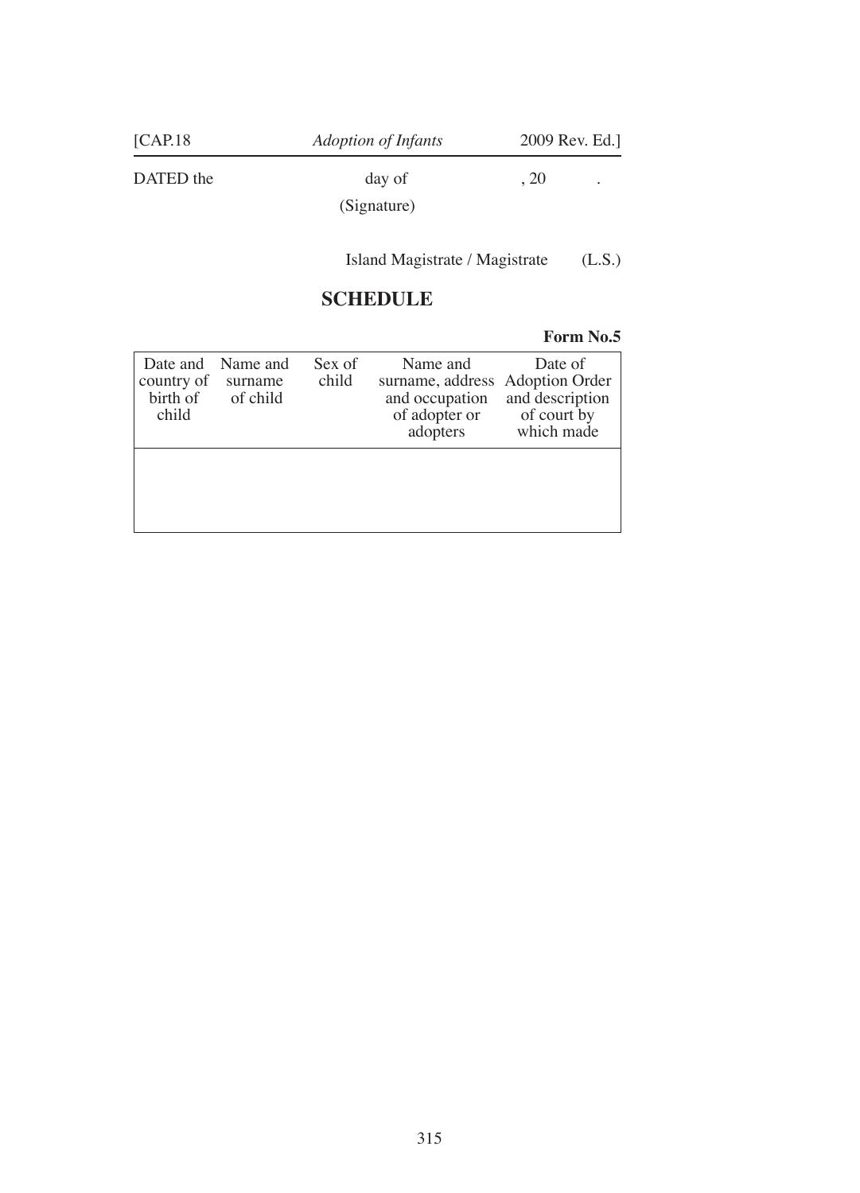DATED the day of , 20 .

(Signature)

Island Magistrate / Magistrate (L.S.)

## SCHEDULE

**Form No.5**

| Date and country of birth of child | Name and surname of child | Sex of child | Name and surname, address and occupation of adopter or adopters | Date of Adoption Order and description of court by which made |
|---|---|---|---|---|
| | | | | |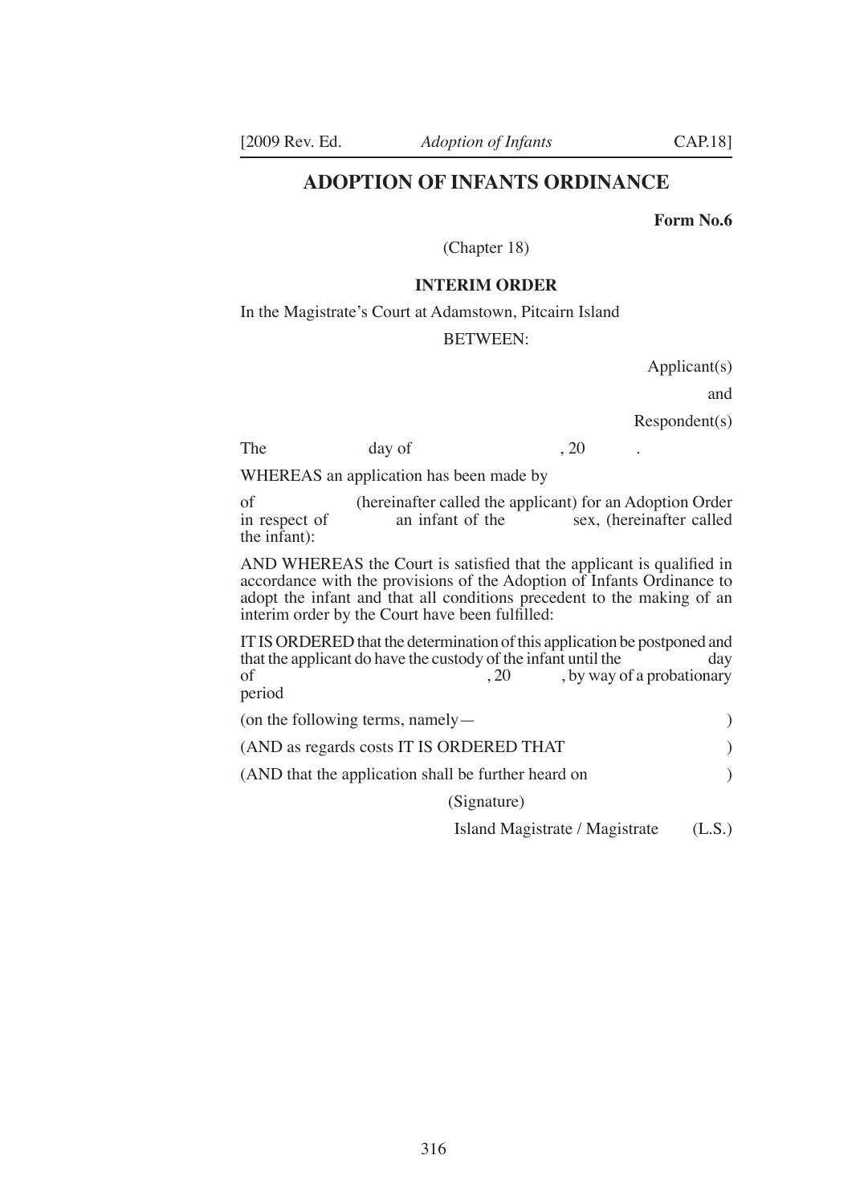# ADOPTION OF INFANTS ORDINANCE

**Form No.6**

(Chapter 18)

**INTERIM ORDER**

In the Magistrate's Court at Adamstown, Pitcairn Island

BETWEEN:

Applicant(s)

and

Respondent(s)

The day of , 20 .

WHEREAS an application has been made by

of (hereinafter called the applicant) for an Adoption Order in respect of an infant of the sex, (hereinafter called the infant):

AND WHEREAS the Court is satisfied that the applicant is qualified in accordance with the provisions of the Adoption of Infants Ordinance to adopt the infant and that all conditions precedent to the making of an interim order by the Court have been fulfilled:

IT IS ORDERED that the determination of this application be postponed and that the applicant do have the custody of the infant until the day of , 20 , by way of a probationary period

(on the following terms, namely— )

(AND as regards costs IT IS ORDERED THAT )

(AND that the application shall be further heard on )

(Signature)

Island Magistrate / Magistrate (L.S.)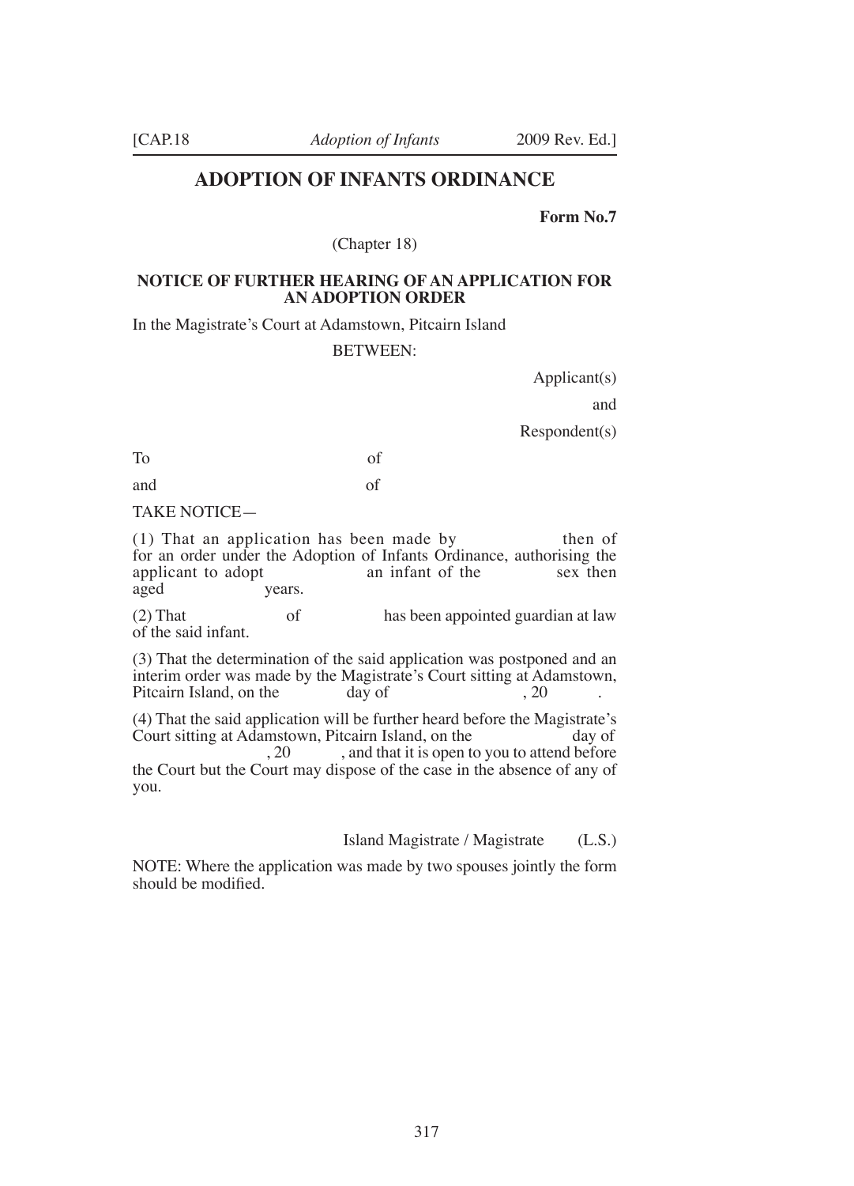# ADOPTION OF INFANTS ORDINANCE

**Form No.7**

(Chapter 18)

**NOTICE OF FURTHER HEARING OF AN APPLICATION FOR AN ADOPTION ORDER**

In the Magistrate's Court at Adamstown, Pitcairn Island

BETWEEN:

Applicant(s)

and

Respondent(s)

To of

and of

TAKE NOTICE—

(1) That an application has been made by then of for an order under the Adoption of Infants Ordinance, authorising the applicant to adopt an infant of the sex then aged years.

(2) That of has been appointed guardian at law of the said infant.

(3) That the determination of the said application was postponed and an interim order was made by the Magistrate's Court sitting at Adamstown, Pitcairn Island, on the day of , 20 .

(4) That the said application will be further heard before the Magistrate's Court sitting at Adamstown, Pitcairn Island, on the day of , 20 , and that it is open to you to attend before the Court but the Court may dispose of the case in the absence of any of you.

Island Magistrate / Magistrate (L.S.)

NOTE: Where the application was made by two spouses jointly the form should be modified.